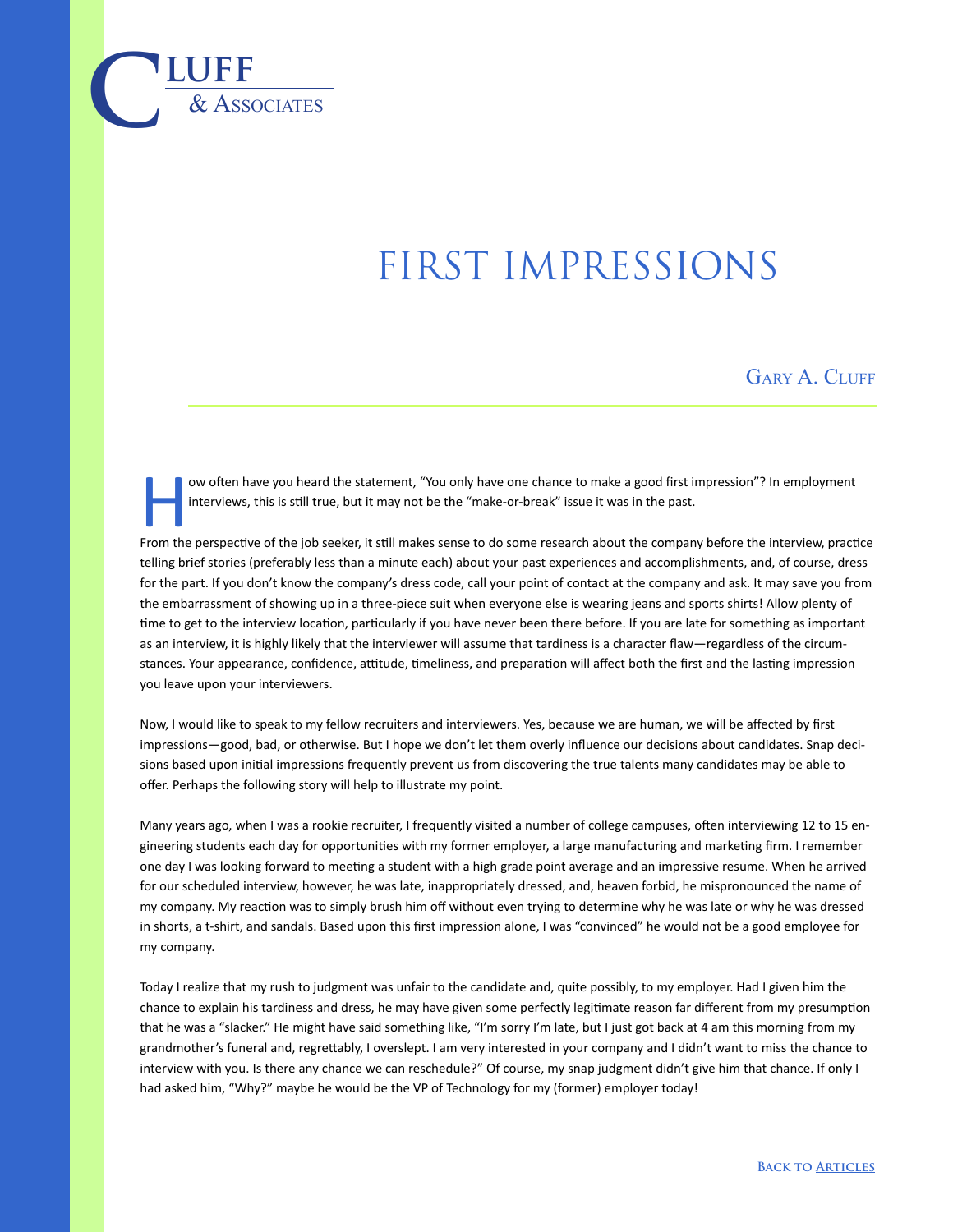Cluff & Associates

# FIRST IMPRESSIONS

Gary A. Cluff

How often have you heard the statement, "You only have one chance to make a good first impression"? In employment interviews, this is still true, but it may not be the "make-or-break" issue it was in the past.

From the perspective of the job seeker, it still makes sense to do some research about the company before the interview, practice telling brief stories (preferably less than a minute each) about your past experiences and accomplishments, and, of course, dress for the part. If you don't know the company's dress code, call your point of contact at the company and ask. It may save you from the embarrassment of showing up in a three-piece suit when everyone else is wearing jeans and sports shirts! Allow plenty of time to get to the interview location, particularly if you have never been there before. If you are late for something as important as an interview, it is highly likely that the interviewer will assume that tardiness is a character flaw—regardless of the circumstances. Your appearance, confidence, attitude, timeliness, and preparation will affect both the first and the lasting impression you leave upon your interviewers.

Now, I would like to speak to my fellow recruiters and interviewers. Yes, because we are human, we will be affected by first impressions—good, bad, or otherwise. But I hope we don't let them overly influence our decisions about candidates. Snap decisions based upon initial impressions frequently prevent us from discovering the true talents many candidates may be able to offer. Perhaps the following story will help to illustrate my point.

Many years ago, when I was a rookie recruiter, I frequently visited a number of college campuses, often interviewing 12 to 15 engineering students each day for opportunities with my former employer, a large manufacturing and marketing firm. I remember one day I was looking forward to meeting a student with a high grade point average and an impressive resume. When he arrived for our scheduled interview, however, he was late, inappropriately dressed, and, heaven forbid, he mispronounced the name of my company. My reaction was to simply brush him off without even trying to determine why he was late or why he was dressed in shorts, a t-shirt, and sandals. Based upon this first impression alone, I was "convinced" he would not be a good employee for my company.

Today I realize that my rush to judgment was unfair to the candidate and, quite possibly, to my employer. Had I given him the chance to explain his tardiness and dress, he may have given some perfectly legitimate reason far different from my presumption that he was a "slacker." He might have said something like, "I'm sorry I'm late, but I just got back at 4 am this morning from my grandmother's funeral and, regrettably, I overslept. I am very interested in your company and I didn't want to miss the chance to interview with you. Is there any chance we can reschedule?" Of course, my snap judgment didn't give him that chance. If only I had asked him, "Why?" maybe he would be the VP of Technology for my (former) employer today!

Back to Articles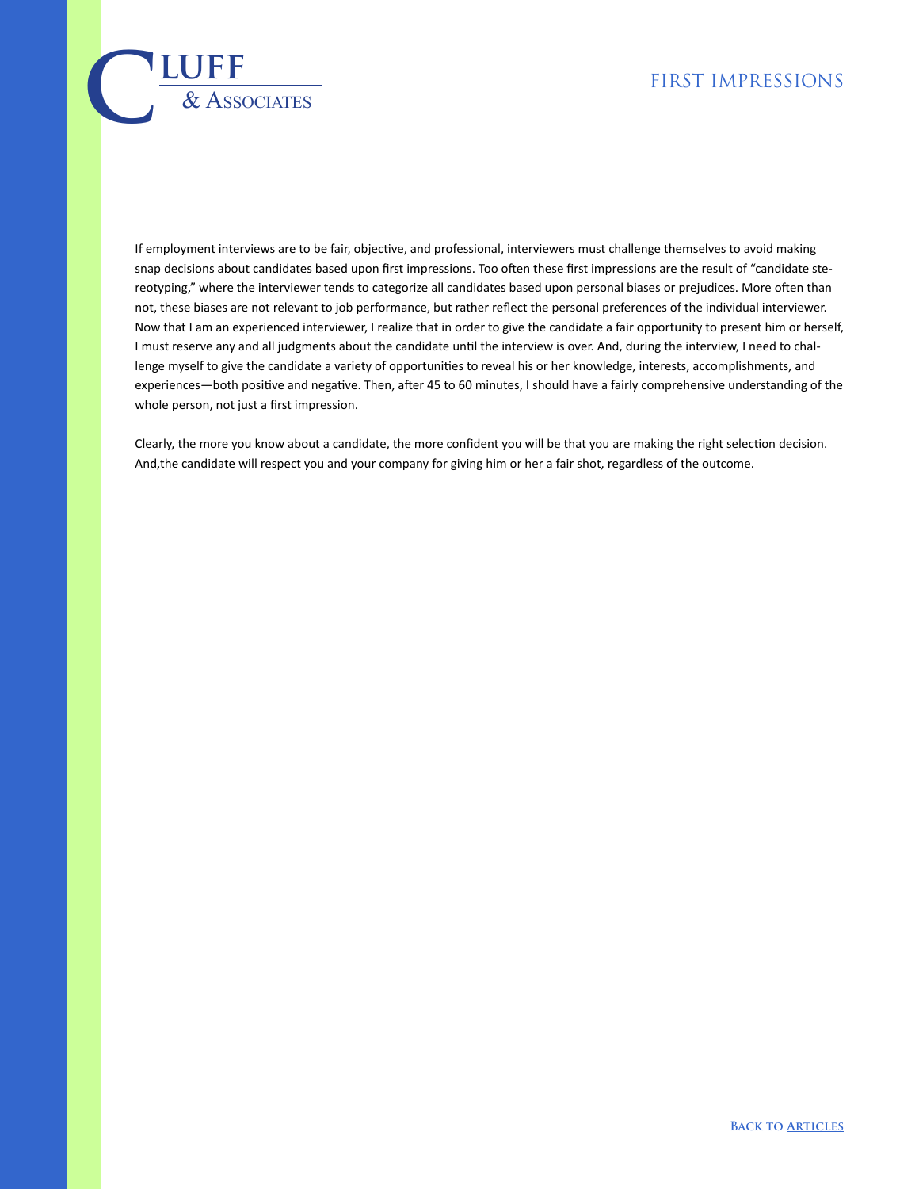If employment interviews are to be fair, objective, and professional, interviewers must challenge themselves to avoid making snap decisions about candidates based upon first impressions. Too often these first impressions are the result of "candidate stereotyping," where the interviewer tends to categorize all candidates based upon personal biases or prejudices. More often than not, these biases are not relevant to job performance, but rather reflect the personal preferences of the individual interviewer. Now that I am an experienced interviewer, I realize that in order to give the candidate a fair opportunity to present him or herself, I must reserve any and all judgments about the candidate until the interview is over. And, during the interview, I need to challenge myself to give the candidate a variety of opportunities to reveal his or her knowledge, interests, accomplishments, and experiences—both positive and negative. Then, after 45 to 60 minutes, I should have a fairly comprehensive understanding of the whole person, not just a first impression.

Clearly, the more you know about a candidate, the more confident you will be that you are making the right selection decision. And,the candidate will respect you and your company for giving him or her a fair shot, regardless of the outcome.

**Back to Articles**